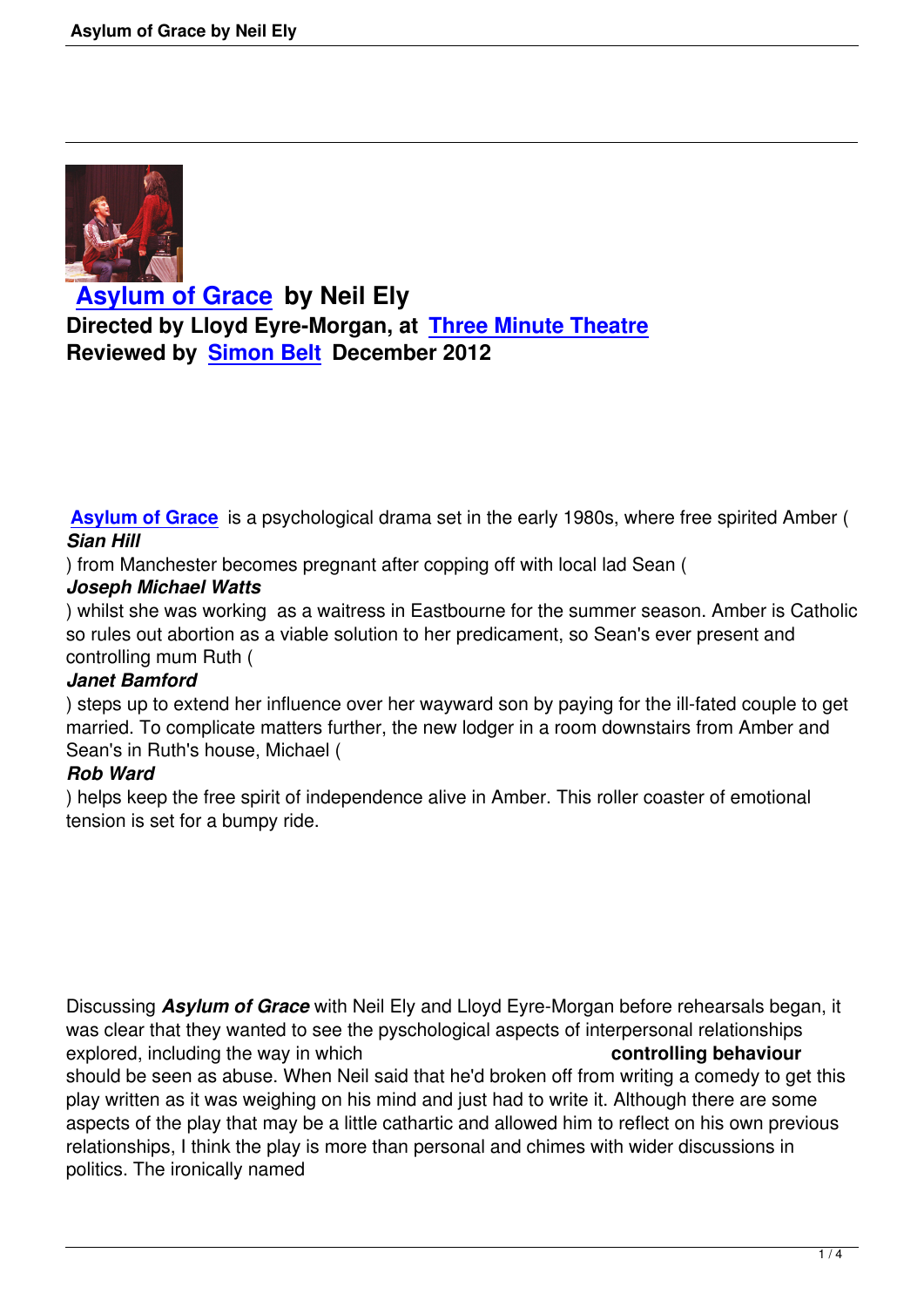## Asylum of Grace by Neil Ely

**Directed by Lloyd Eyre-Morgan, at Three Minute Theatre**

**Reviewed by Simon Belt December 2012**

Asylum of Grace is a psychological drama set in the early 1980s, where free spirited Amber (***Sian Hill***) from Manchester becomes pregnant after copping off with local lad Sean (***Joseph Michael Watts***) whilst she was working as a waitress in Eastbourne for the summer season. Amber is Catholic so rules out abortion as a viable solution to her predicament, so Sean's ever present and controlling mum Ruth (***Janet Bamford***) steps up to extend her influence over her wayward son by paying for the ill-fated couple to get married. To complicate matters further, the new lodger in a room downstairs from Amber and Sean's in Ruth's house, Michael (***Rob Ward***) helps keep the free spirit of independence alive in Amber. This roller coaster of emotional tension is set for a bumpy ride.

Discussing ***Asylum of Grace*** with Neil Ely and Lloyd Eyre-Morgan before rehearsals began, it was clear that they wanted to see the pyschological aspects of interpersonal relationships explored, including the way in which **controlling behaviour** should be seen as abuse. When Neil said that he'd broken off from writing a comedy to get this play written as it was weighing on his mind and just had to write it. Although there are some aspects of the play that may be a little cathartic and allowed him to reflect on his own previous relationships, I think the play is more than personal and chimes with wider discussions in politics. The ironically named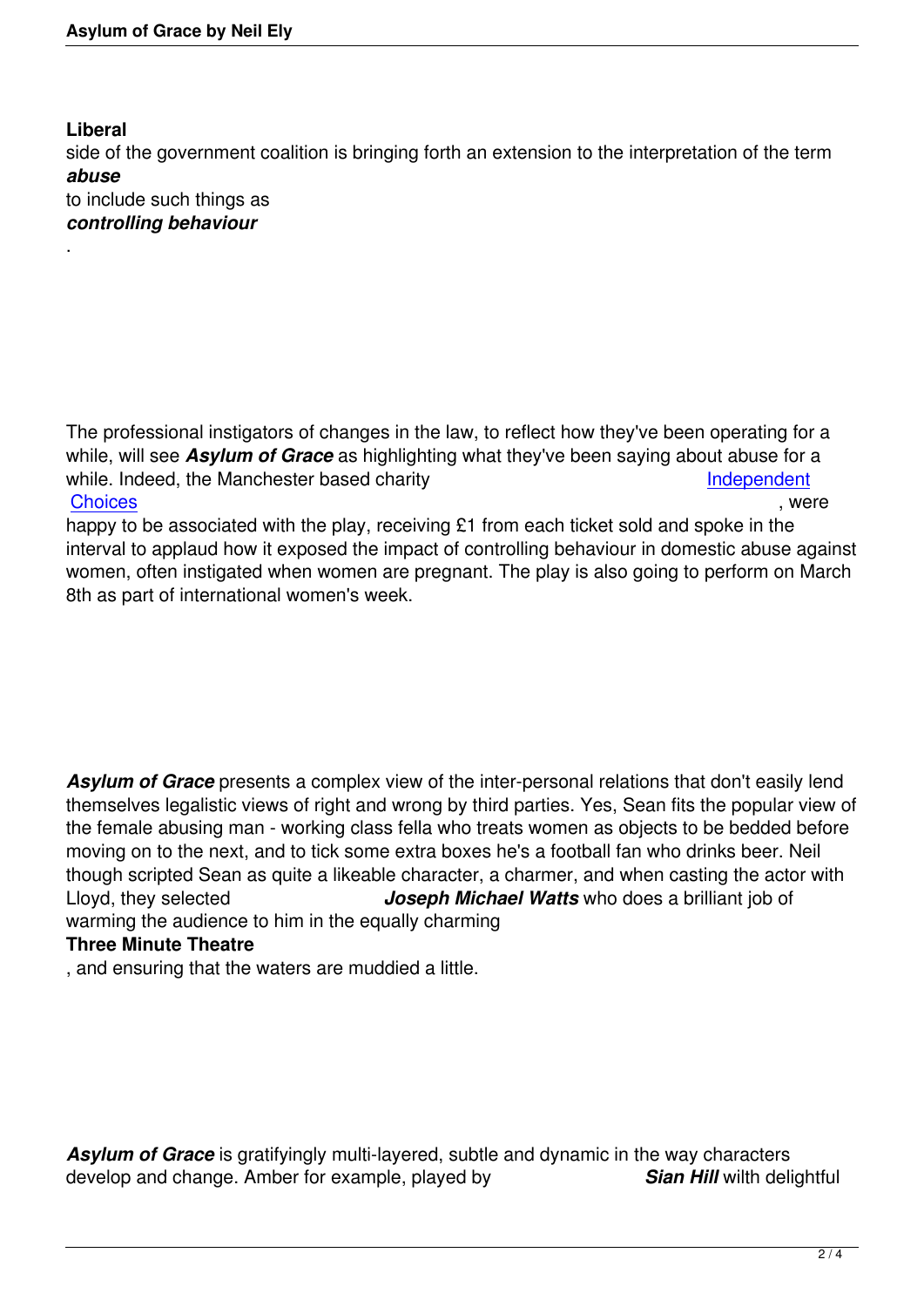**Liberal** side of the government coalition is bringing forth an extension to the interpretation of the term ***abuse*** to include such things as ***controlling behaviour***.

The professional instigators of changes in the law, to reflect how they've been operating for a while, will see ***Asylum of Grace*** as highlighting what they've been saying about abuse for a while. Indeed, the Manchester based charity Independent Choices, were happy to be associated with the play, receiving £1 from each ticket sold and spoke in the interval to applaud how it exposed the impact of controlling behaviour in domestic abuse against women, often instigated when women are pregnant. The play is also going to perform on March 8th as part of international women's week.

***Asylum of Grace*** presents a complex view of the inter-personal relations that don't easily lend themselves legalistic views of right and wrong by third parties. Yes, Sean fits the popular view of the female abusing man - working class fella who treats women as objects to be bedded before moving on to the next, and to tick some extra boxes he's a football fan who drinks beer. Neil though scripted Sean as quite a likeable character, a charmer, and when casting the actor with Lloyd, they selected ***Joseph Michael Watts*** who does a brilliant job of warming the audience to him in the equally charming **Three Minute Theatre**, and ensuring that the waters are muddied a little.

***Asylum of Grace*** is gratifyingly multi-layered, subtle and dynamic in the way characters develop and change. Amber for example, played by ***Sian Hill*** with delightful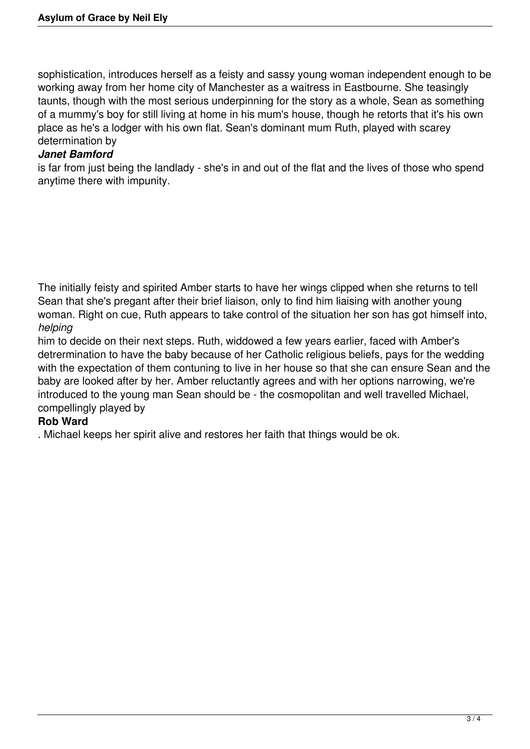sophistication, introduces herself as a feisty and sassy young woman independent enough to be working away from her home city of Manchester as a waitress in Eastbourne. She teasingly taunts, though with the most serious underpinning for the story as a whole, Sean as something of a mummy's boy for still living at home in his mum's house, though he retorts that it's his own place as he's a lodger with his own flat. Sean's dominant mum Ruth, played with scarey determination by ***Janet Bamford*** is far from just being the landlady - she's in and out of the flat and the lives of those who spend anytime there with impunity.

The initially feisty and spirited Amber starts to have her wings clipped when she returns to tell Sean that she's pregant after their brief liaison, only to find him liaising with another young woman. Right on cue, Ruth appears to take control of the situation her son has got himself into, *helping* him to decide on their next steps. Ruth, widdowed a few years earlier, faced with Amber's detrermination to have the baby because of her Catholic religious beliefs, pays for the wedding with the expectation of them contuning to live in her house so that she can ensure Sean and the baby are looked after by her. Amber reluctantly agrees and with her options narrowing, we're introduced to the young man Sean should be - the cosmopolitan and well travelled Michael, compellingly played by **Rob Ward**. Michael keeps her spirit alive and restores her faith that things would be ok.